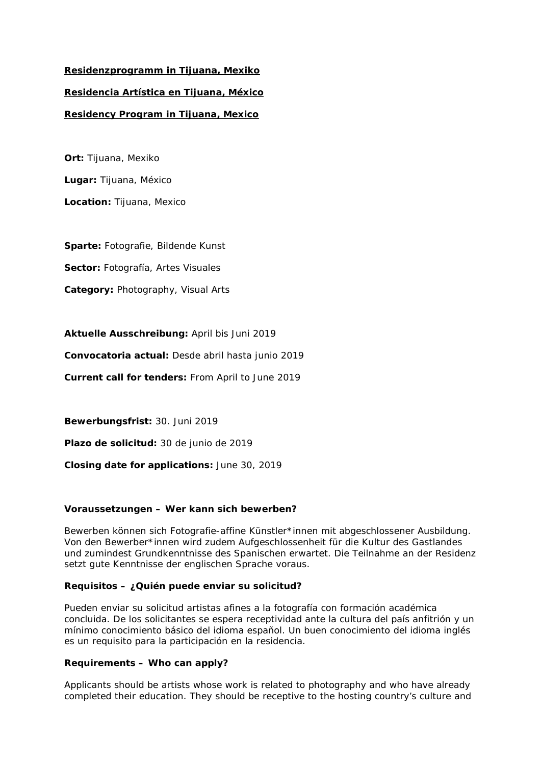**Residenzprogramm in Tijuana, Mexiko**

**Residencia Artística en Tijuana, México**

**Residency Program in Tijuana, Mexico**

**Ort:** Tijuana, Mexiko

**Lugar:** Tijuana, México

**Location:** Tijuana, Mexico

**Sparte:** Fotografie, Bildende Kunst

**Sector:** Fotografía, Artes Visuales

**Category:** Photography, Visual Arts

**Aktuelle Ausschreibung:** April bis Juni 2019

**Convocatoria actual:** Desde abril hasta junio 2019

**Current call for tenders:** From April to June 2019

**Bewerbungsfrist:** 30. Juni 2019

**Plazo de solicitud:** 30 de junio de 2019

**Closing date for applications:** June 30, 2019

**Voraussetzungen – Wer kann sich bewerben?**

Bewerben können sich Fotografie-affine Künstler*innen mit abgeschlossener Ausbildung. Von den Bewerber*innen wird zudem Aufgeschlossenheit für die Kultur des Gastlandes und zumindest Grundkenntnisse des Spanischen erwartet. Die Teilnahme an der Residenz setzt gute Kenntnisse der englischen Sprache voraus.

**Requisitos – ¿Quién puede enviar su solicitud?**

Pueden enviar su solicitud artistas afines a la fotografía con formación académica concluida. De los solicitantes se espera receptividad ante la cultura del país anfitrión y un mínimo conocimiento básico del idioma español. Un buen conocimiento del idioma inglés es un requisito para la participación en la residencia.

**Requirements – Who can apply?**

Applicants should be artists whose work is related to photography and who have already completed their education. They should be receptive to the hosting country's culture and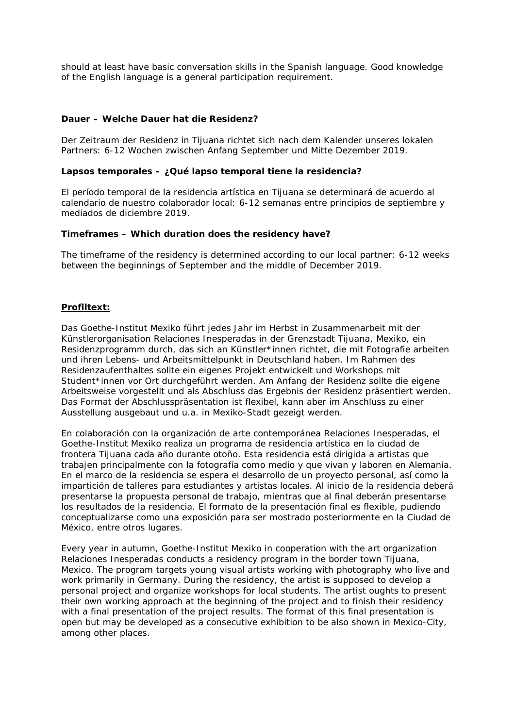should at least have basic conversation skills in the Spanish language. Good knowledge of the English language is a general participation requirement.

**Dauer – Welche Dauer hat die Residenz?**

Der Zeitraum der Residenz in Tijuana richtet sich nach dem Kalender unseres lokalen Partners: 6-12 Wochen zwischen Anfang September und Mitte Dezember 2019.

**Lapsos temporales – ¿Qué lapso temporal tiene la residencia?**

El período temporal de la residencia artística en Tijuana se determinará de acuerdo al calendario de nuestro colaborador local: 6-12 semanas entre principios de septiembre y mediados de diciembre 2019.

**Timeframes – Which duration does the residency have?**

The timeframe of the residency is determined according to our local partner: 6-12 weeks between the beginnings of September and the middle of December 2019.

**Profiltext:**

Das Goethe-Institut Mexiko führt jedes Jahr im Herbst in Zusammenarbeit mit der Künstlerorganisation Relaciones Inesperadas in der Grenzstadt Tijuana, Mexiko, ein Residenzprogramm durch, das sich an Künstler*innen richtet, die mit Fotografie arbeiten und ihren Lebens- und Arbeitsmittelpunkt in Deutschland haben. Im Rahmen des Residenzaufenthaltes sollte ein eigenes Projekt entwickelt und Workshops mit Student*innen vor Ort durchgeführt werden. Am Anfang der Residenz sollte die eigene Arbeitsweise vorgestellt und als Abschluss das Ergebnis der Residenz präsentiert werden. Das Format der Abschlusspräsentation ist flexibel, kann aber im Anschluss zu einer Ausstellung ausgebaut und u.a. in Mexiko-Stadt gezeigt werden.

En colaboración con la organización de arte contemporánea Relaciones Inesperadas, el Goethe-Institut Mexiko realiza un programa de residencia artística en la ciudad de frontera Tijuana cada año durante otoño. Esta residencia está dirigida a artistas que trabajen principalmente con la fotografía como medio y que vivan y laboren en Alemania. En el marco de la residencia se espera el desarrollo de un proyecto personal, así como la impartición de talleres para estudiantes y artistas locales. Al inicio de la residencia deberá presentarse la propuesta personal de trabajo, mientras que al final deberán presentarse los resultados de la residencia. El formato de la presentación final es flexible, pudiendo conceptualizarse como una exposición para ser mostrado posteriormente en la Ciudad de México, entre otros lugares.

Every year in autumn, Goethe-Institut Mexiko in cooperation with the art organization Relaciones Inesperadas conducts a residency program in the border town Tijuana, Mexico. The program targets young visual artists working with photography who live and work primarily in Germany. During the residency, the artist is supposed to develop a personal project and organize workshops for local students. The artist oughts to present their own working approach at the beginning of the project and to finish their residency with a final presentation of the project results. The format of this final presentation is open but may be developed as a consecutive exhibition to be also shown in Mexico-City, among other places.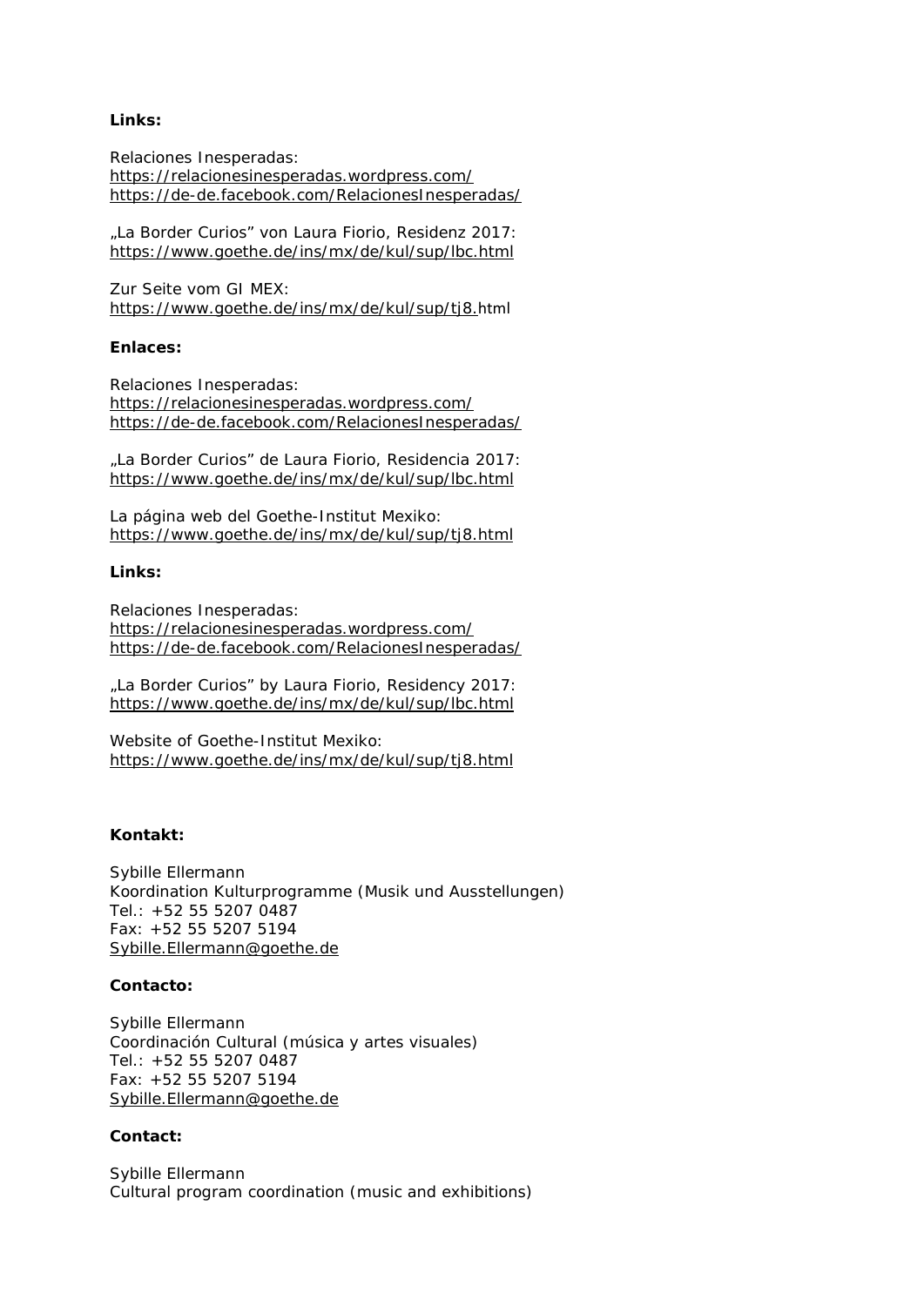**Links:**

Relaciones Inesperadas:
https://relacionesinesperadas.wordpress.com/
https://de-de.facebook.com/RelacionesInesperadas/

„La Border Curios" von Laura Fiorio, Residenz 2017:
https://www.goethe.de/ins/mx/de/kul/sup/lbc.html

Zur Seite vom GI MEX:
https://www.goethe.de/ins/mx/de/kul/sup/tj8.html

**Enlaces:**

Relaciones Inesperadas:
https://relacionesinesperadas.wordpress.com/
https://de-de.facebook.com/RelacionesInesperadas/

„La Border Curios" de Laura Fiorio, Residencia 2017:
https://www.goethe.de/ins/mx/de/kul/sup/lbc.html

La página web del Goethe-Institut Mexiko:
https://www.goethe.de/ins/mx/de/kul/sup/tj8.html

**Links:**

Relaciones Inesperadas:
https://relacionesinesperadas.wordpress.com/
https://de-de.facebook.com/RelacionesInesperadas/

„La Border Curios" by Laura Fiorio, Residency 2017:
https://www.goethe.de/ins/mx/de/kul/sup/lbc.html

Website of Goethe-Institut Mexiko:
https://www.goethe.de/ins/mx/de/kul/sup/tj8.html

**Kontakt:**

Sybille Ellermann
Koordination Kulturprogramme (Musik und Ausstellungen)
Tel.: +52 55 5207 0487
Fax: +52 55 5207 5194
Sybille.Ellermann@goethe.de

**Contacto:**

Sybille Ellermann
Coordinación Cultural (música y artes visuales)
Tel.: +52 55 5207 0487
Fax: +52 55 5207 5194
Sybille.Ellermann@goethe.de

**Contact:**

Sybille Ellermann
Cultural program coordination (music and exhibitions)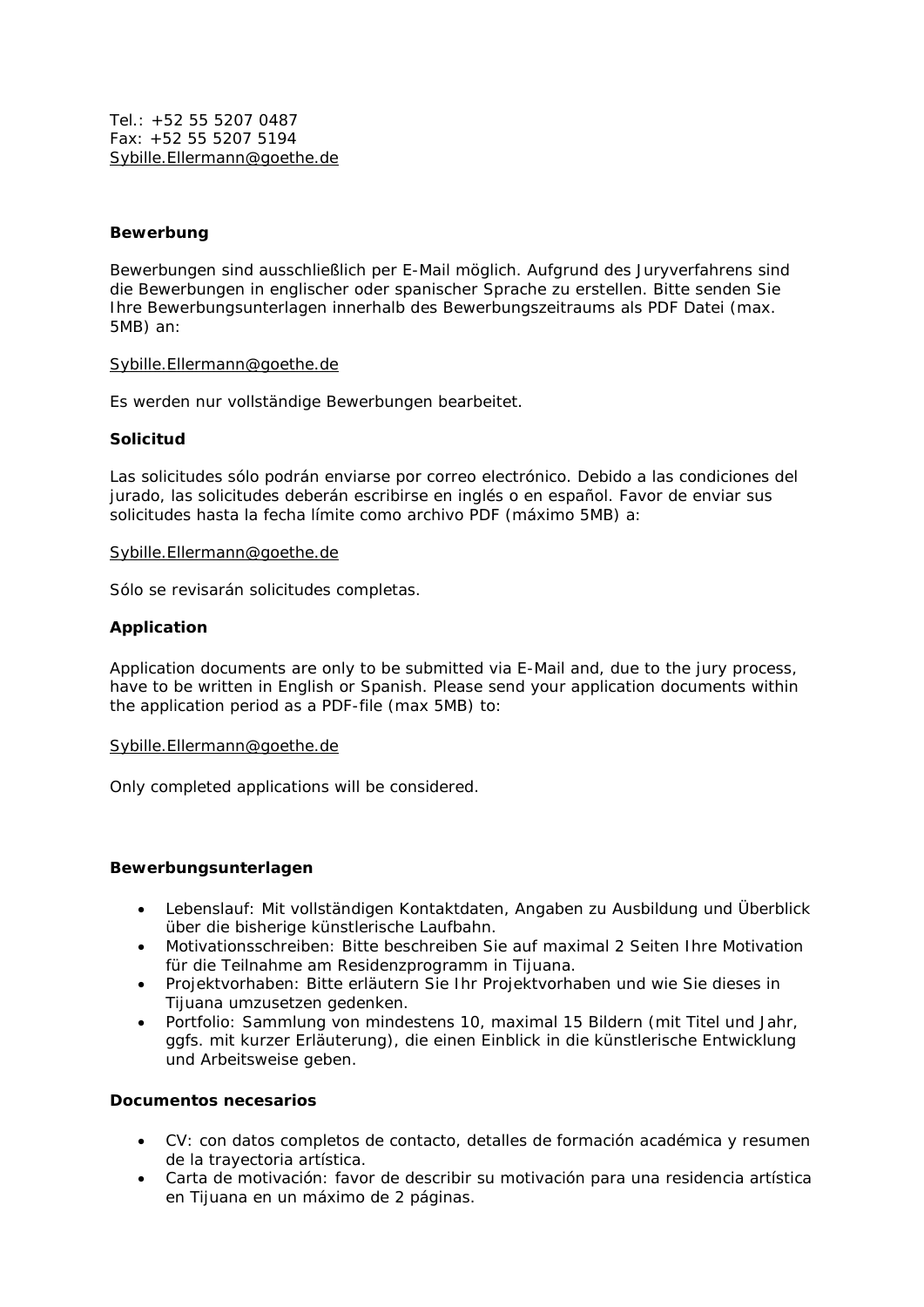Tel.: +52 55 5207 0487
Fax: +52 55 5207 5194
Sybille.Ellermann@goethe.de

**Bewerbung**

Bewerbungen sind ausschließlich per E-Mail möglich. Aufgrund des Juryverfahrens sind die Bewerbungen in englischer oder spanischer Sprache zu erstellen. Bitte senden Sie Ihre Bewerbungsunterlagen innerhalb des Bewerbungszeitraums als PDF Datei (max. 5MB) an:

Sybille.Ellermann@goethe.de

Es werden nur vollständige Bewerbungen bearbeitet.

**Solicitud**

Las solicitudes sólo podrán enviarse por correo electrónico. Debido a las condiciones del jurado, las solicitudes deberán escribirse en inglés o en español. Favor de enviar sus solicitudes hasta la fecha límite como archivo PDF (máximo 5MB) a:

Sybille.Ellermann@goethe.de

Sólo se revisarán solicitudes completas.

**Application**

Application documents are only to be submitted via E-Mail and, due to the jury process, have to be written in English or Spanish. Please send your application documents within the application period as a PDF-file (max 5MB) to:

Sybille.Ellermann@goethe.de

Only completed applications will be considered.

**Bewerbungsunterlagen**

- Lebenslauf: Mit vollständigen Kontaktdaten, Angaben zu Ausbildung und Überblick über die bisherige künstlerische Laufbahn.
- Motivationsschreiben: Bitte beschreiben Sie auf maximal 2 Seiten Ihre Motivation für die Teilnahme am Residenzprogramm in Tijuana.
- Projektvorhaben: Bitte erläutern Sie Ihr Projektvorhaben und wie Sie dieses in Tijuana umzusetzen gedenken.
- Portfolio: Sammlung von mindestens 10, maximal 15 Bildern (mit Titel und Jahr, ggfs. mit kurzer Erläuterung), die einen Einblick in die künstlerische Entwicklung und Arbeitsweise geben.

**Documentos necesarios**

- CV: con datos completos de contacto, detalles de formación académica y resumen de la trayectoria artística.
- Carta de motivación: favor de describir su motivación para una residencia artística en Tijuana en un máximo de 2 páginas.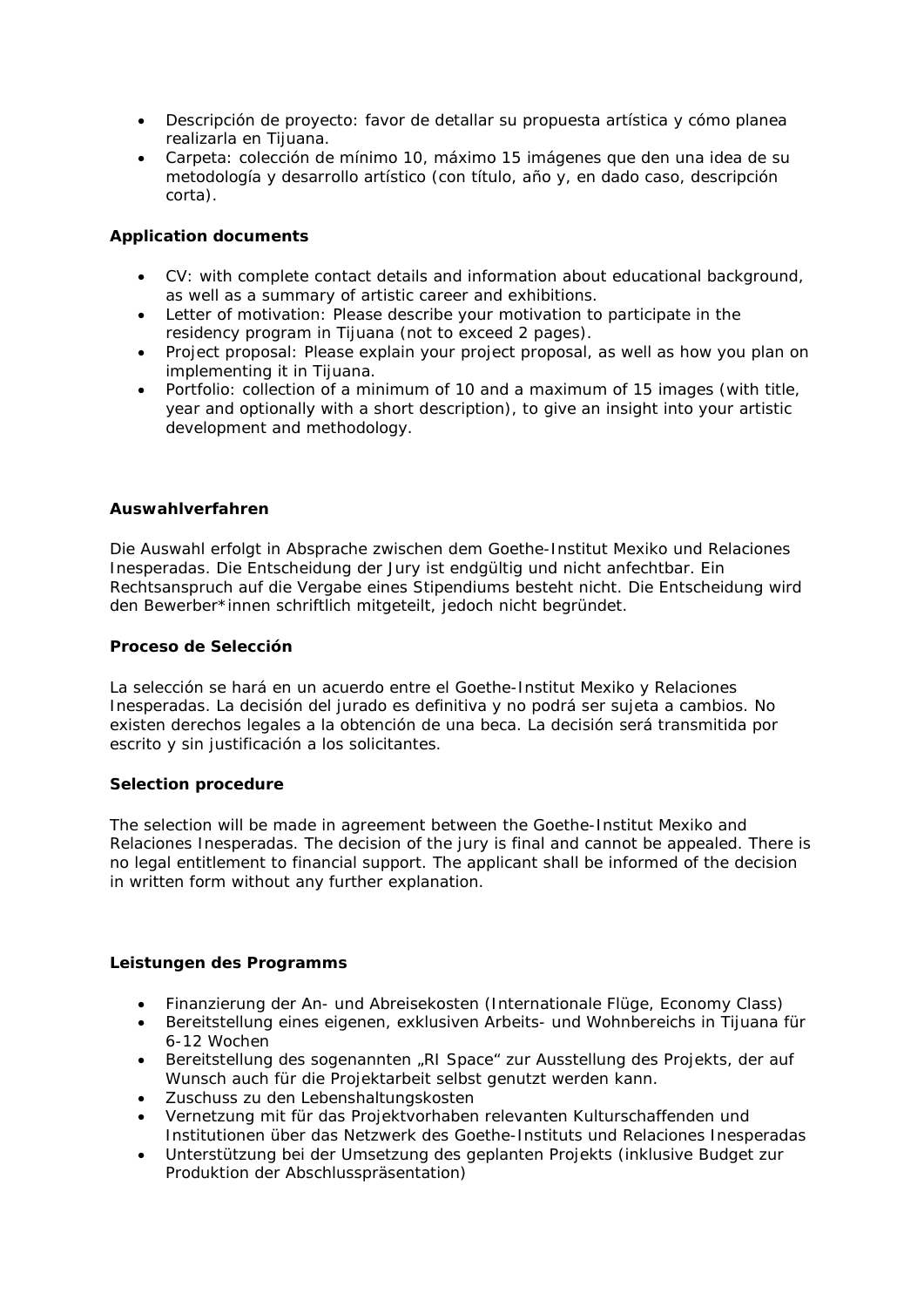- Descripción de proyecto: favor de detallar su propuesta artística y cómo planea realizarla en Tijuana.
- Carpeta: colección de mínimo 10, máximo 15 imágenes que den una idea de su metodología y desarrollo artístico (con título, año y, en dado caso, descripción corta).

**Application documents**

- CV: with complete contact details and information about educational background, as well as a summary of artistic career and exhibitions.
- Letter of motivation: Please describe your motivation to participate in the residency program in Tijuana (not to exceed 2 pages).
- Project proposal: Please explain your project proposal, as well as how you plan on implementing it in Tijuana.
- Portfolio: collection of a minimum of 10 and a maximum of 15 images (with title, year and optionally with a short description), to give an insight into your artistic development and methodology.

**Auswahlverfahren**

Die Auswahl erfolgt in Absprache zwischen dem Goethe-Institut Mexiko und Relaciones Inesperadas. Die Entscheidung der Jury ist endgültig und nicht anfechtbar. Ein Rechtsanspruch auf die Vergabe eines Stipendiums besteht nicht. Die Entscheidung wird den Bewerber*innen schriftlich mitgeteilt, jedoch nicht begründet.

**Proceso de Selección**

La selección se hará en un acuerdo entre el Goethe-Institut Mexiko y Relaciones Inesperadas. La decisión del jurado es definitiva y no podrá ser sujeta a cambios. No existen derechos legales a la obtención de una beca. La decisión será transmitida por escrito y sin justificación a los solicitantes.

**Selection procedure**

The selection will be made in agreement between the Goethe-Institut Mexiko and Relaciones Inesperadas. The decision of the jury is final and cannot be appealed. There is no legal entitlement to financial support. The applicant shall be informed of the decision in written form without any further explanation.

**Leistungen des Programms**

- Finanzierung der An- und Abreisekosten (Internationale Flüge, Economy Class)
- Bereitstellung eines eigenen, exklusiven Arbeits- und Wohnbereichs in Tijuana für 6-12 Wochen
- Bereitstellung des sogenannten „RI Space" zur Ausstellung des Projekts, der auf Wunsch auch für die Projektarbeit selbst genutzt werden kann.
- Zuschuss zu den Lebenshaltungskosten
- Vernetzung mit für das Projektvorhaben relevanten Kulturschaffenden und Institutionen über das Netzwerk des Goethe-Instituts und Relaciones Inesperadas
- Unterstützung bei der Umsetzung des geplanten Projekts (inklusive Budget zur Produktion der Abschlusspräsentation)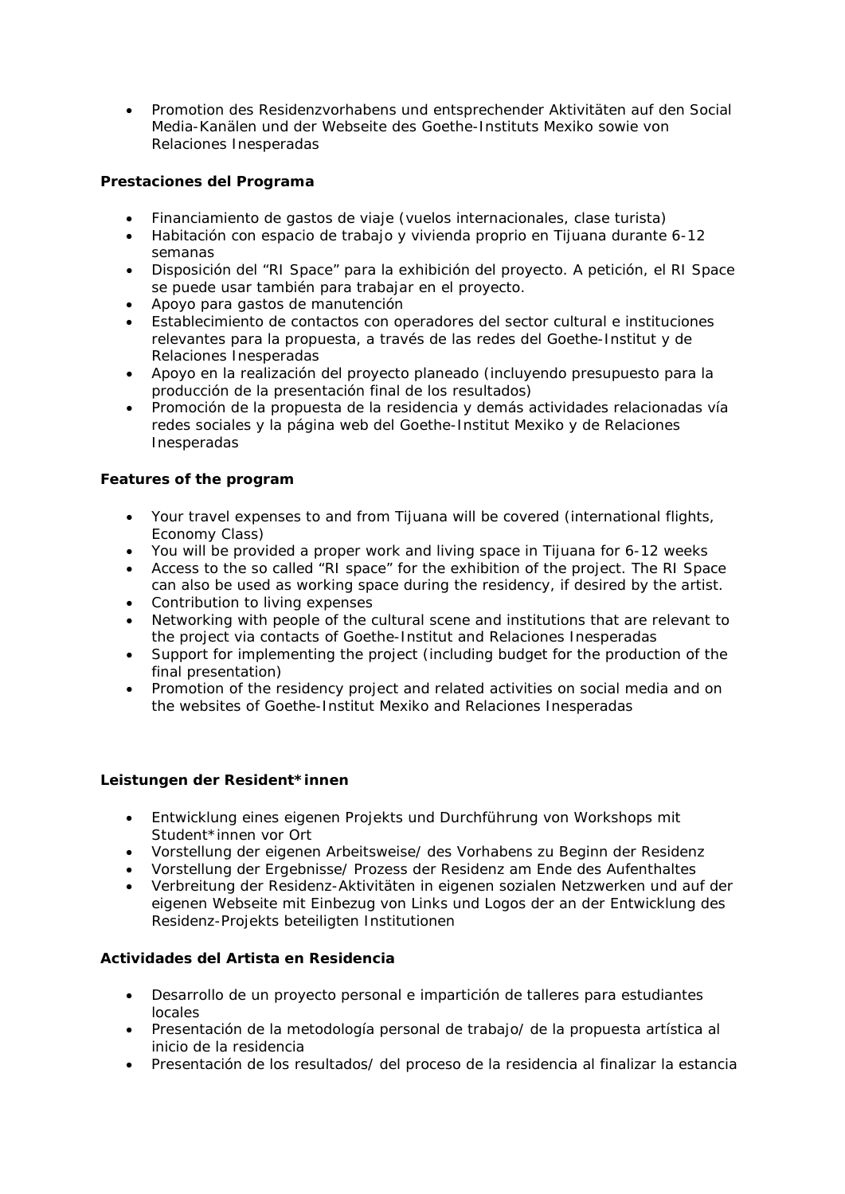- Promotion des Residenzvorhabens und entsprechender Aktivitäten auf den Social Media-Kanälen und der Webseite des Goethe-Instituts Mexiko sowie von Relaciones Inesperadas

**Prestaciones del Programa**

- Financiamiento de gastos de viaje (vuelos internacionales, clase turista)
- Habitación con espacio de trabajo y vivienda proprio en Tijuana durante 6-12 semanas
- Disposición del “RI Space” para la exhibición del proyecto. A petición, el RI Space se puede usar también para trabajar en el proyecto.
- Apoyo para gastos de manutención
- Establecimiento de contactos con operadores del sector cultural e instituciones relevantes para la propuesta, a través de las redes del Goethe-Institut y de Relaciones Inesperadas
- Apoyo en la realización del proyecto planeado (incluyendo presupuesto para la producción de la presentación final de los resultados)
- Promoción de la propuesta de la residencia y demás actividades relacionadas vía redes sociales y la página web del Goethe-Institut Mexiko y de Relaciones Inesperadas

**Features of the program**

- Your travel expenses to and from Tijuana will be covered (international flights, Economy Class)
- You will be provided a proper work and living space in Tijuana for 6-12 weeks
- Access to the so called “RI space” for the exhibition of the project. The RI Space can also be used as working space during the residency, if desired by the artist.
- Contribution to living expenses
- Networking with people of the cultural scene and institutions that are relevant to the project via contacts of Goethe-Institut and Relaciones Inesperadas
- Support for implementing the project (including budget for the production of the final presentation)
- Promotion of the residency project and related activities on social media and on the websites of Goethe-Institut Mexiko and Relaciones Inesperadas

**Leistungen der Resident*innen**

- Entwicklung eines eigenen Projekts und Durchführung von Workshops mit Student*innen vor Ort
- Vorstellung der eigenen Arbeitsweise/ des Vorhabens zu Beginn der Residenz
- Vorstellung der Ergebnisse/ Prozess der Residenz am Ende des Aufenthaltes
- Verbreitung der Residenz-Aktivitäten in eigenen sozialen Netzwerken und auf der eigenen Webseite mit Einbezug von Links und Logos der an der Entwicklung des Residenz-Projekts beteiligten Institutionen

**Actividades del Artista en Residencia**

- Desarrollo de un proyecto personal e impartición de talleres para estudiantes locales
- Presentación de la metodología personal de trabajo/ de la propuesta artística al inicio de la residencia
- Presentación de los resultados/ del proceso de la residencia al finalizar la estancia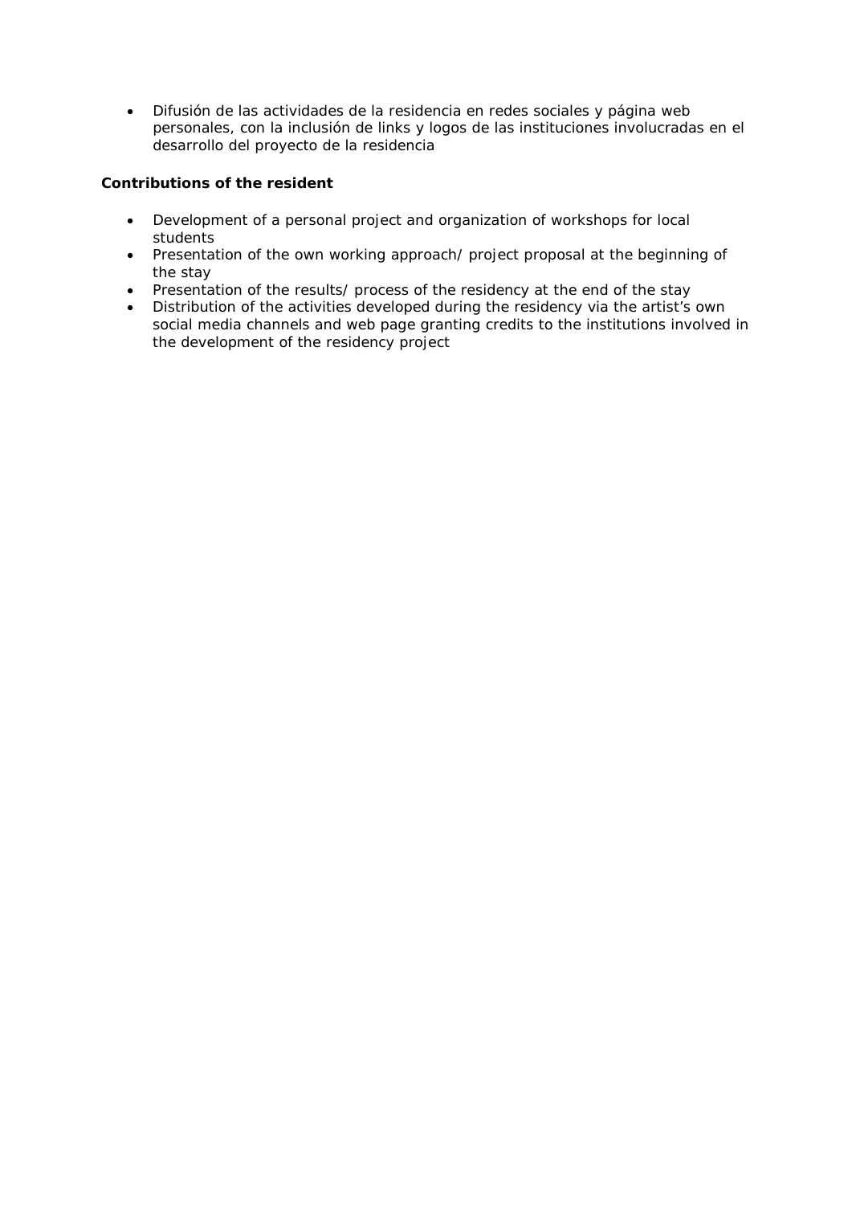- Difusión de las actividades de la residencia en redes sociales y página web personales, con la inclusión de links y logos de las instituciones involucradas en el desarrollo del proyecto de la residencia

**Contributions of the resident**

- Development of a personal project and organization of workshops for local students
- Presentation of the own working approach/ project proposal at the beginning of the stay
- Presentation of the results/ process of the residency at the end of the stay
- Distribution of the activities developed during the residency via the artist's own social media channels and web page granting credits to the institutions involved in the development of the residency project